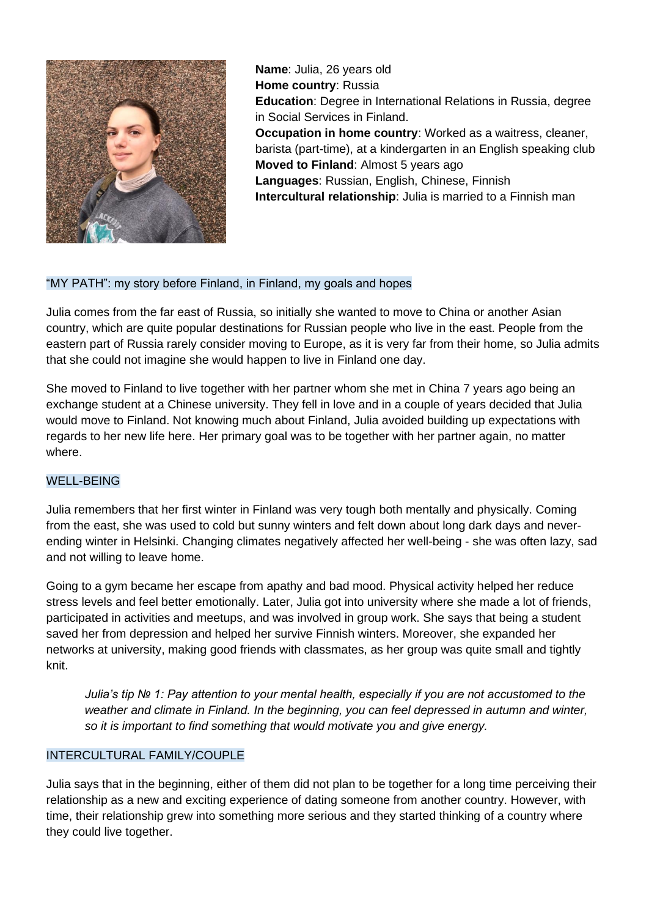**Name**: Julia, 26 years old
**Home country**: Russia
**Education**: Degree in International Relations in Russia, degree in Social Services in Finland.
**Occupation in home country**: Worked as a waitress, cleaner, barista (part-time), at a kindergarten in an English speaking club
**Moved to Finland**: Almost 5 years ago
**Languages**: Russian, English, Chinese, Finnish
**Intercultural relationship**: Julia is married to a Finnish man

## "MY PATH": my story before Finland, in Finland, my goals and hopes

Julia comes from the far east of Russia, so initially she wanted to move to China or another Asian country, which are quite popular destinations for Russian people who live in the east. People from the eastern part of Russia rarely consider moving to Europe, as it is very far from their home, so Julia admits that she could not imagine she would happen to live in Finland one day.

She moved to Finland to live together with her partner whom she met in China 7 years ago being an exchange student at a Chinese university. They fell in love and in a couple of years decided that Julia would move to Finland. Not knowing much about Finland, Julia avoided building up expectations with regards to her new life here. Her primary goal was to be together with her partner again, no matter where.

## WELL-BEING

Julia remembers that her first winter in Finland was very tough both mentally and physically. Coming from the east, she was used to cold but sunny winters and felt down about long dark days and never-ending winter in Helsinki. Changing climates negatively affected her well-being - she was often lazy, sad and not willing to leave home.

Going to a gym became her escape from apathy and bad mood. Physical activity helped her reduce stress levels and feel better emotionally. Later, Julia got into university where she made a lot of friends, participated in activities and meetups, and was involved in group work. She says that being a student saved her from depression and helped her survive Finnish winters. Moreover, she expanded her networks at university, making good friends with classmates, as her group was quite small and tightly knit.

> *Julia's tip № 1: Pay attention to your mental health, especially if you are not accustomed to the weather and climate in Finland. In the beginning, you can feel depressed in autumn and winter, so it is important to find something that would motivate you and give energy.*

## INTERCULTURAL FAMILY/COUPLE

Julia says that in the beginning, either of them did not plan to be together for a long time perceiving their relationship as a new and exciting experience of dating someone from another country. However, with time, their relationship grew into something more serious and they started thinking of a country where they could live together.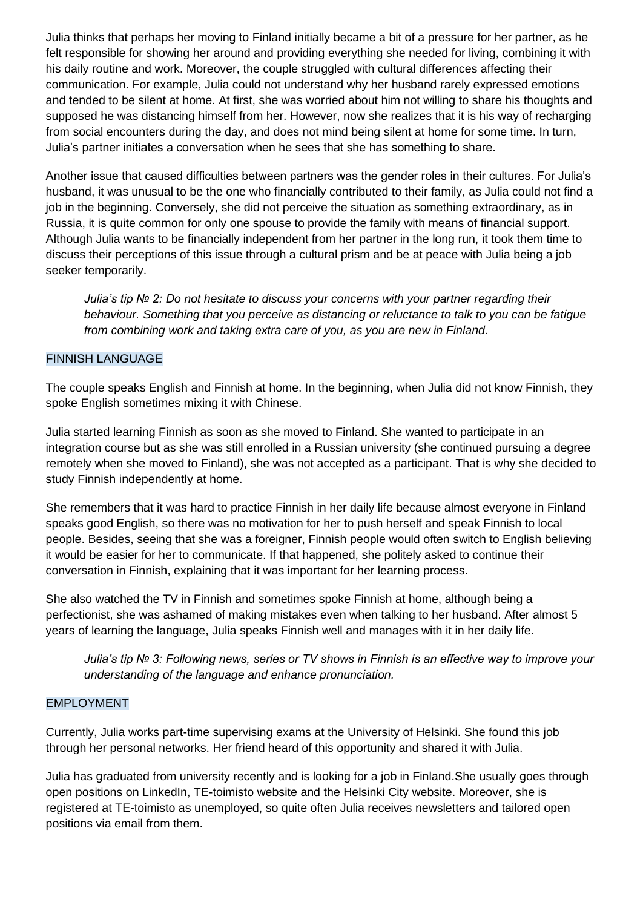Julia thinks that perhaps her moving to Finland initially became a bit of a pressure for her partner, as he felt responsible for showing her around and providing everything she needed for living, combining it with his daily routine and work. Moreover, the couple struggled with cultural differences affecting their communication. For example, Julia could not understand why her husband rarely expressed emotions and tended to be silent at home. At first, she was worried about him not willing to share his thoughts and supposed he was distancing himself from her. However, now she realizes that it is his way of recharging from social encounters during the day, and does not mind being silent at home for some time. In turn, Julia's partner initiates a conversation when he sees that she has something to share.

Another issue that caused difficulties between partners was the gender roles in their cultures. For Julia's husband, it was unusual to be the one who financially contributed to their family, as Julia could not find a job in the beginning. Conversely, she did not perceive the situation as something extraordinary, as in Russia, it is quite common for only one spouse to provide the family with means of financial support. Although Julia wants to be financially independent from her partner in the long run, it took them time to discuss their perceptions of this issue through a cultural prism and be at peace with Julia being a job seeker temporarily.

> *Julia's tip № 2: Do not hesitate to discuss your concerns with your partner regarding their behaviour. Something that you perceive as distancing or reluctance to talk to you can be fatigue from combining work and taking extra care of you, as you are new in Finland.*

## FINNISH LANGUAGE

The couple speaks English and Finnish at home. In the beginning, when Julia did not know Finnish, they spoke English sometimes mixing it with Chinese.

Julia started learning Finnish as soon as she moved to Finland. She wanted to participate in an integration course but as she was still enrolled in a Russian university (she continued pursuing a degree remotely when she moved to Finland), she was not accepted as a participant. That is why she decided to study Finnish independently at home.

She remembers that it was hard to practice Finnish in her daily life because almost everyone in Finland speaks good English, so there was no motivation for her to push herself and speak Finnish to local people. Besides, seeing that she was a foreigner, Finnish people would often switch to English believing it would be easier for her to communicate. If that happened, she politely asked to continue their conversation in Finnish, explaining that it was important for her learning process.

She also watched the TV in Finnish and sometimes spoke Finnish at home, although being a perfectionist, she was ashamed of making mistakes even when talking to her husband. After almost 5 years of learning the language, Julia speaks Finnish well and manages with it in her daily life.

> *Julia's tip № 3: Following news, series or TV shows in Finnish is an effective way to improve your understanding of the language and enhance pronunciation.*

## EMPLOYMENT

Currently, Julia works part-time supervising exams at the University of Helsinki. She found this job through her personal networks. Her friend heard of this opportunity and shared it with Julia.

Julia has graduated from university recently and is looking for a job in Finland.She usually goes through open positions on LinkedIn, TE-toimisto website and the Helsinki City website. Moreover, she is registered at TE-toimisto as unemployed, so quite often Julia receives newsletters and tailored open positions via email from them.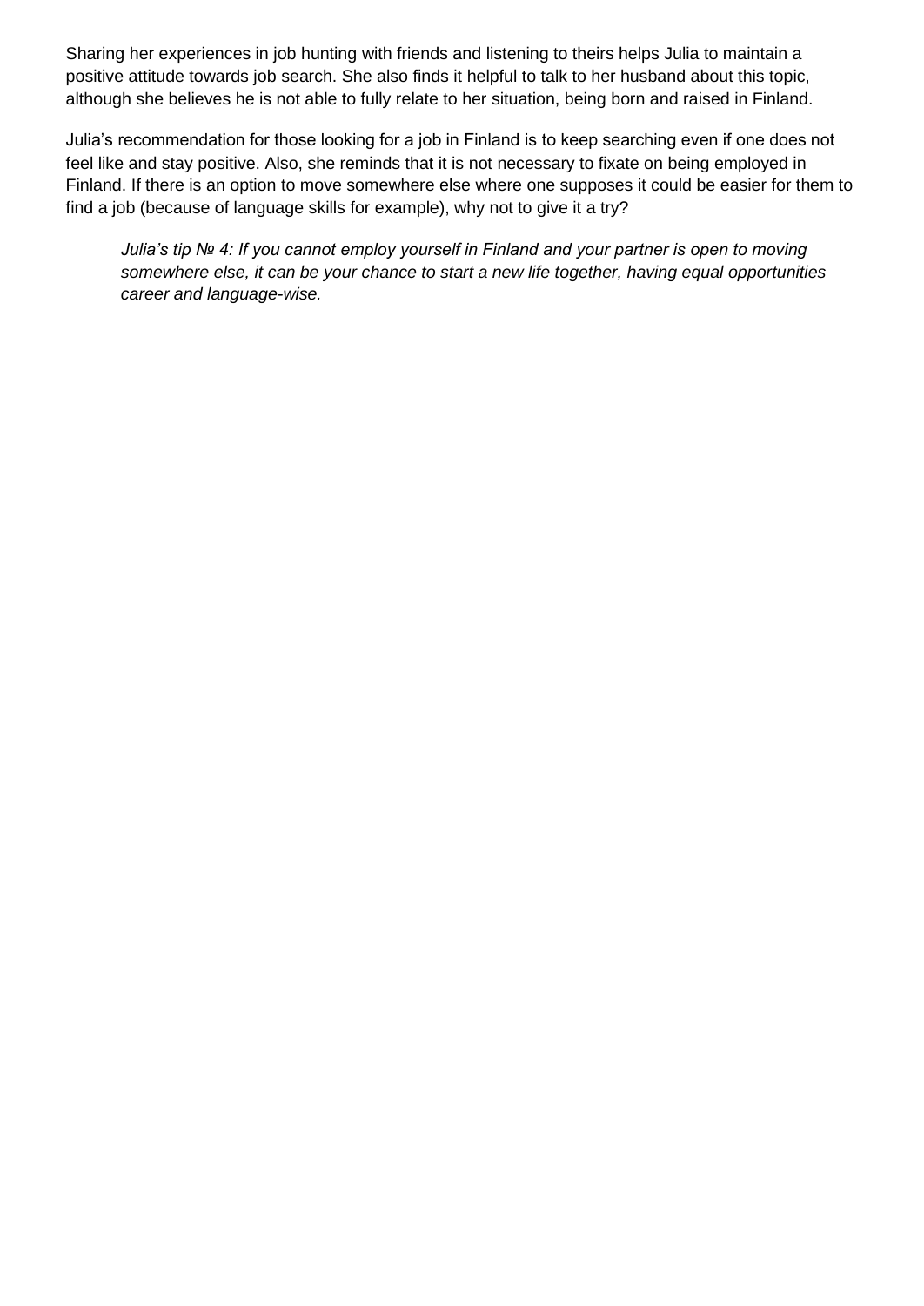Sharing her experiences in job hunting with friends and listening to theirs helps Julia to maintain a positive attitude towards job search. She also finds it helpful to talk to her husband about this topic, although she believes he is not able to fully relate to her situation, being born and raised in Finland.

Julia's recommendation for those looking for a job in Finland is to keep searching even if one does not feel like and stay positive. Also, she reminds that it is not necessary to fixate on being employed in Finland. If there is an option to move somewhere else where one supposes it could be easier for them to find a job (because of language skills for example), why not to give it a try?

> *Julia's tip № 4: If you cannot employ yourself in Finland and your partner is open to moving somewhere else, it can be your chance to start a new life together, having equal opportunities career and language-wise.*